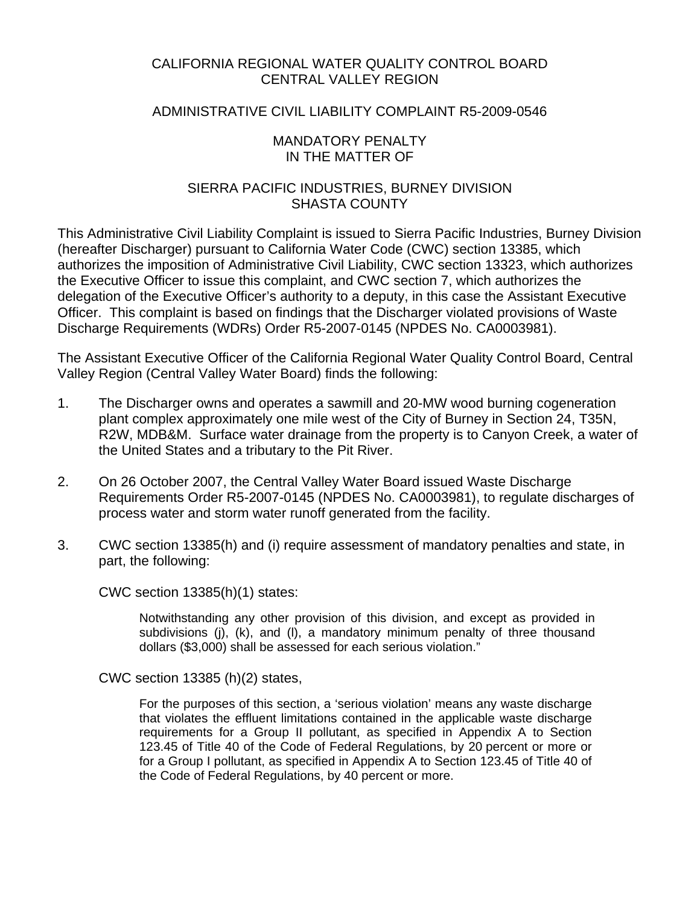# CALIFORNIA REGIONAL WATER QUALITY CONTROL BOARD
# CENTRAL VALLEY REGION

## ADMINISTRATIVE CIVIL LIABILITY COMPLAINT R5-2009-0546

## MANDATORY PENALTY
## IN THE MATTER OF

## SIERRA PACIFIC INDUSTRIES, BURNEY DIVISION
## SHASTA COUNTY

This Administrative Civil Liability Complaint is issued to Sierra Pacific Industries, Burney Division (hereafter Discharger) pursuant to California Water Code (CWC) section 13385, which authorizes the imposition of Administrative Civil Liability, CWC section 13323, which authorizes the Executive Officer to issue this complaint, and CWC section 7, which authorizes the delegation of the Executive Officer's authority to a deputy, in this case the Assistant Executive Officer. This complaint is based on findings that the Discharger violated provisions of Waste Discharge Requirements (WDRs) Order R5-2007-0145 (NPDES No. CA0003981).

The Assistant Executive Officer of the California Regional Water Quality Control Board, Central Valley Region (Central Valley Water Board) finds the following:

1. The Discharger owns and operates a sawmill and 20-MW wood burning cogeneration plant complex approximately one mile west of the City of Burney in Section 24, T35N, R2W, MDB&M. Surface water drainage from the property is to Canyon Creek, a water of the United States and a tributary to the Pit River.

2. On 26 October 2007, the Central Valley Water Board issued Waste Discharge Requirements Order R5-2007-0145 (NPDES No. CA0003981), to regulate discharges of process water and storm water runoff generated from the facility.

3. CWC section 13385(h) and (i) require assessment of mandatory penalties and state, in part, the following:

   CWC section 13385(h)(1) states:

   > Notwithstanding any other provision of this division, and except as provided in subdivisions (j), (k), and (l), a mandatory minimum penalty of three thousand dollars ($3,000) shall be assessed for each serious violation."

   CWC section 13385 (h)(2) states,

   > For the purposes of this section, a 'serious violation' means any waste discharge that violates the effluent limitations contained in the applicable waste discharge requirements for a Group II pollutant, as specified in Appendix A to Section 123.45 of Title 40 of the Code of Federal Regulations, by 20 percent or more or for a Group I pollutant, as specified in Appendix A to Section 123.45 of Title 40 of the Code of Federal Regulations, by 40 percent or more.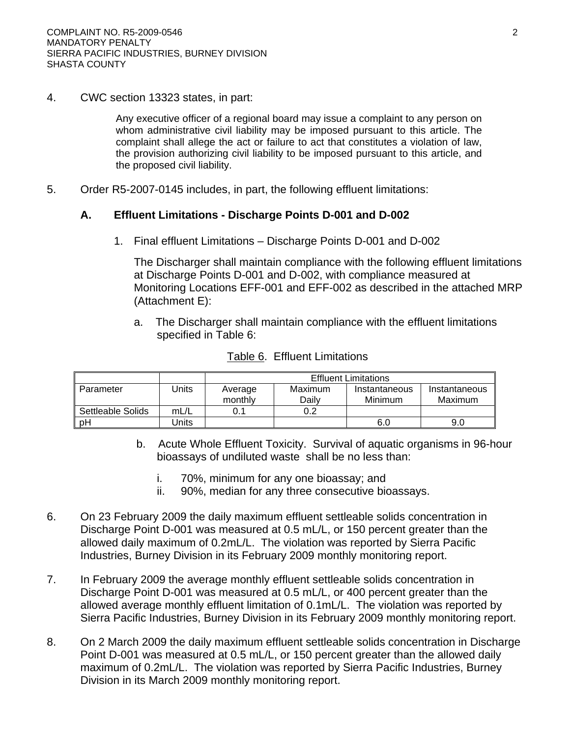4. CWC section 13323 states, in part:

> Any executive officer of a regional board may issue a complaint to any person on whom administrative civil liability may be imposed pursuant to this article. The complaint shall allege the act or failure to act that constitutes a violation of law, the provision authorizing civil liability to be imposed pursuant to this article, and the proposed civil liability.

5. Order R5-2007-0145 includes, in part, the following effluent limitations:

**A. Effluent Limitations - Discharge Points D-001 and D-002**

1. Final effluent Limitations – Discharge Points D-001 and D-002

   The Discharger shall maintain compliance with the following effluent limitations at Discharge Points D-001 and D-002, with compliance measured at Monitoring Locations EFF-001 and EFF-002 as described in the attached MRP (Attachment E):

   a. The Discharger shall maintain compliance with the effluent limitations specified in Table 6:

Table 6. Effluent Limitations

| | | Effluent Limitations | | | |
|---|---|---|---|---|---|
| Parameter | Units | Average monthly | Maximum Daily | Instantaneous Minimum | Instantaneous Maximum |
| Settleable Solids | mL/L | 0.1 | 0.2 | | |
| pH | Units | | | 6.0 | 9.0 |

   b. Acute Whole Effluent Toxicity. Survival of aquatic organisms in 96-hour bioassays of undiluted waste shall be no less than:

      i. 70%, minimum for any one bioassay; and
      ii. 90%, median for any three consecutive bioassays.

6. On 23 February 2009 the daily maximum effluent settleable solids concentration in Discharge Point D-001 was measured at 0.5 mL/L, or 150 percent greater than the allowed daily maximum of 0.2mL/L. The violation was reported by Sierra Pacific Industries, Burney Division in its February 2009 monthly monitoring report.

7. In February 2009 the average monthly effluent settleable solids concentration in Discharge Point D-001 was measured at 0.5 mL/L, or 400 percent greater than the allowed average monthly effluent limitation of 0.1mL/L. The violation was reported by Sierra Pacific Industries, Burney Division in its February 2009 monthly monitoring report.

8. On 2 March 2009 the daily maximum effluent settleable solids concentration in Discharge Point D-001 was measured at 0.5 mL/L, or 150 percent greater than the allowed daily maximum of 0.2mL/L. The violation was reported by Sierra Pacific Industries, Burney Division in its March 2009 monthly monitoring report.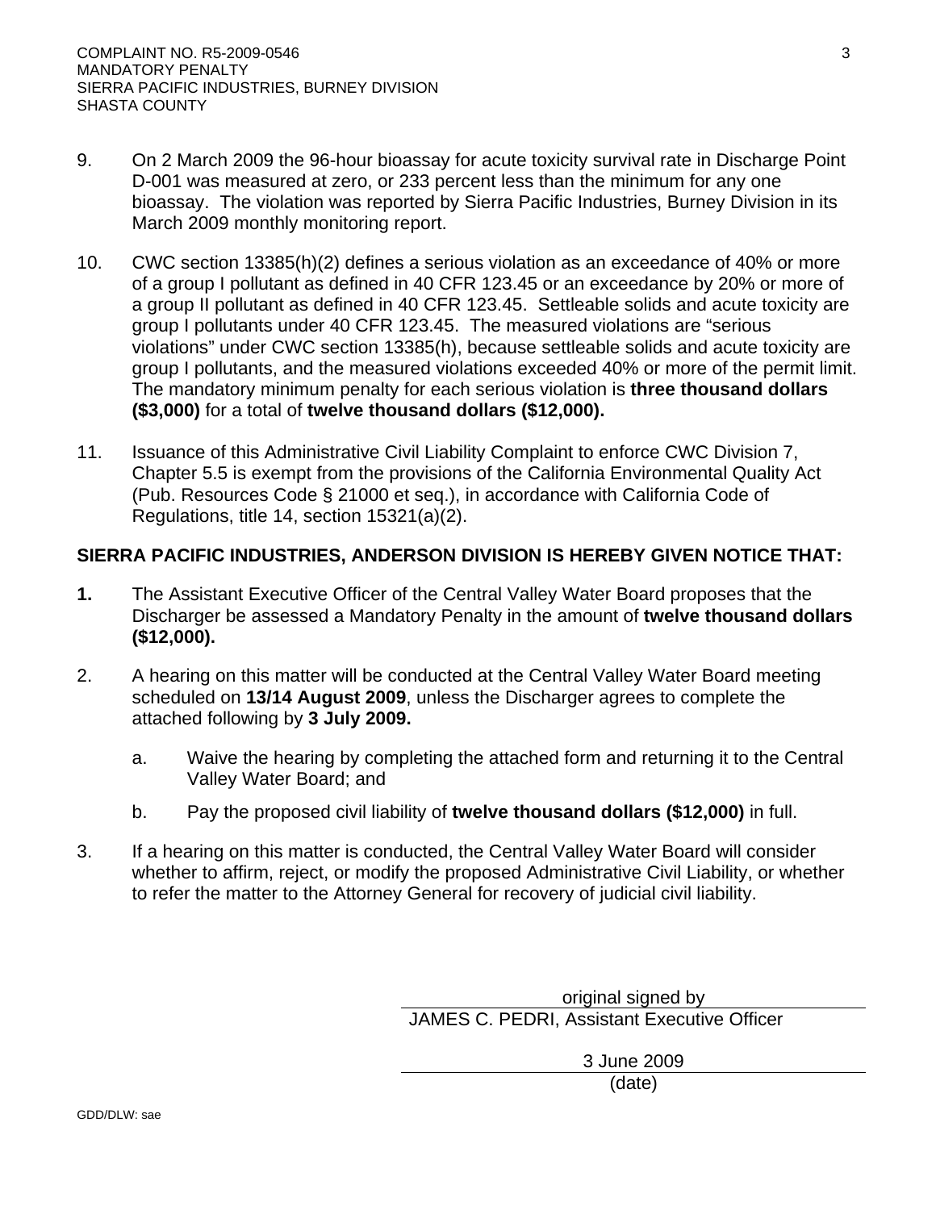9. On 2 March 2009 the 96-hour bioassay for acute toxicity survival rate in Discharge Point D-001 was measured at zero, or 233 percent less than the minimum for any one bioassay. The violation was reported by Sierra Pacific Industries, Burney Division in its March 2009 monthly monitoring report.

10. CWC section 13385(h)(2) defines a serious violation as an exceedance of 40% or more of a group I pollutant as defined in 40 CFR 123.45 or an exceedance by 20% or more of a group II pollutant as defined in 40 CFR 123.45. Settleable solids and acute toxicity are group I pollutants under 40 CFR 123.45. The measured violations are “serious violations” under CWC section 13385(h), because settleable solids and acute toxicity are group I pollutants, and the measured violations exceeded 40% or more of the permit limit. The mandatory minimum penalty for each serious violation is **three thousand dollars ($3,000)** for a total of **twelve thousand dollars ($12,000).**

11. Issuance of this Administrative Civil Liability Complaint to enforce CWC Division 7, Chapter 5.5 is exempt from the provisions of the California Environmental Quality Act (Pub. Resources Code § 21000 et seq.), in accordance with California Code of Regulations, title 14, section 15321(a)(2).

**SIERRA PACIFIC INDUSTRIES, ANDERSON DIVISION IS HEREBY GIVEN NOTICE THAT:**

**1.** The Assistant Executive Officer of the Central Valley Water Board proposes that the Discharger be assessed a Mandatory Penalty in the amount of **twelve thousand dollars ($12,000).**

2. A hearing on this matter will be conducted at the Central Valley Water Board meeting scheduled on **13/14 August 2009**, unless the Discharger agrees to complete the attached following by **3 July 2009.**

   a. Waive the hearing by completing the attached form and returning it to the Central Valley Water Board; and

   b. Pay the proposed civil liability of **twelve thousand dollars ($12,000)** in full.

3. If a hearing on this matter is conducted, the Central Valley Water Board will consider whether to affirm, reject, or modify the proposed Administrative Civil Liability, or whether to refer the matter to the Attorney General for recovery of judicial civil liability.

original signed by
JAMES C. PEDRI, Assistant Executive Officer

3 June 2009
(date)

GDD/DLW: sae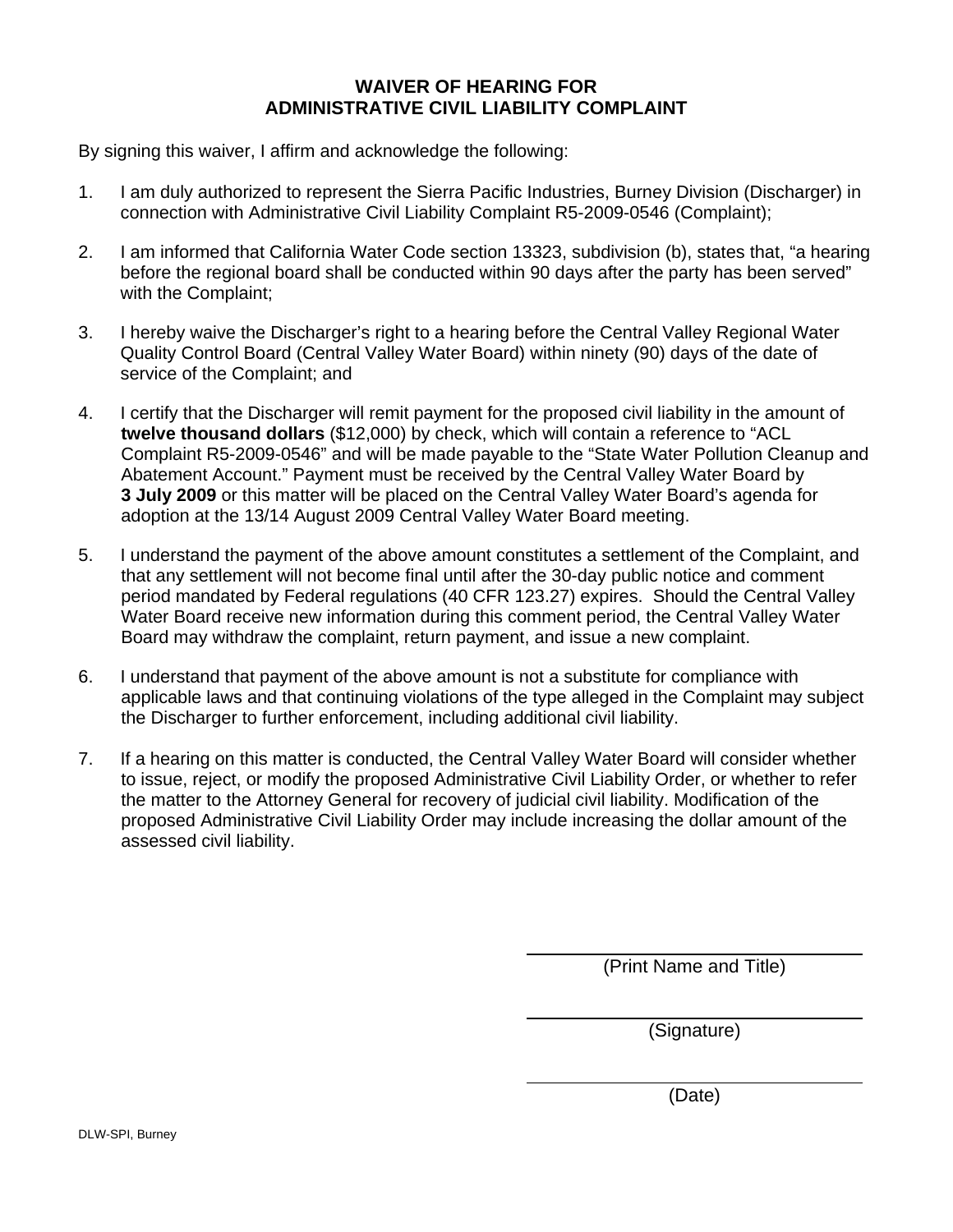# WAIVER OF HEARING FOR ADMINISTRATIVE CIVIL LIABILITY COMPLAINT

By signing this waiver, I affirm and acknowledge the following:

1. I am duly authorized to represent the Sierra Pacific Industries, Burney Division (Discharger) in connection with Administrative Civil Liability Complaint R5-2009-0546 (Complaint);

2. I am informed that California Water Code section 13323, subdivision (b), states that, "a hearing before the regional board shall be conducted within 90 days after the party has been served" with the Complaint;

3. I hereby waive the Discharger's right to a hearing before the Central Valley Regional Water Quality Control Board (Central Valley Water Board) within ninety (90) days of the date of service of the Complaint; and

4. I certify that the Discharger will remit payment for the proposed civil liability in the amount of **twelve thousand dollars** ($12,000) by check, which will contain a reference to "ACL Complaint R5-2009-0546" and will be made payable to the "State Water Pollution Cleanup and Abatement Account." Payment must be received by the Central Valley Water Board by **3 July 2009** or this matter will be placed on the Central Valley Water Board's agenda for adoption at the 13/14 August 2009 Central Valley Water Board meeting.

5. I understand the payment of the above amount constitutes a settlement of the Complaint, and that any settlement will not become final until after the 30-day public notice and comment period mandated by Federal regulations (40 CFR 123.27) expires. Should the Central Valley Water Board receive new information during this comment period, the Central Valley Water Board may withdraw the complaint, return payment, and issue a new complaint.

6. I understand that payment of the above amount is not a substitute for compliance with applicable laws and that continuing violations of the type alleged in the Complaint may subject the Discharger to further enforcement, including additional civil liability.

7. If a hearing on this matter is conducted, the Central Valley Water Board will consider whether to issue, reject, or modify the proposed Administrative Civil Liability Order, or whether to refer the matter to the Attorney General for recovery of judicial civil liability. Modification of the proposed Administrative Civil Liability Order may include increasing the dollar amount of the assessed civil liability.

\_\_\_\_\_\_\_\_\_\_\_\_\_\_\_\_\_\_\_\_\_\_\_\_\_\_\_\_\_\_
(Print Name and Title)

\_\_\_\_\_\_\_\_\_\_\_\_\_\_\_\_\_\_\_\_\_\_\_\_\_\_\_\_\_\_
(Signature)

\_\_\_\_\_\_\_\_\_\_\_\_\_\_\_\_\_\_\_\_\_\_\_\_\_\_\_\_\_\_
(Date)

DLW-SPI, Burney